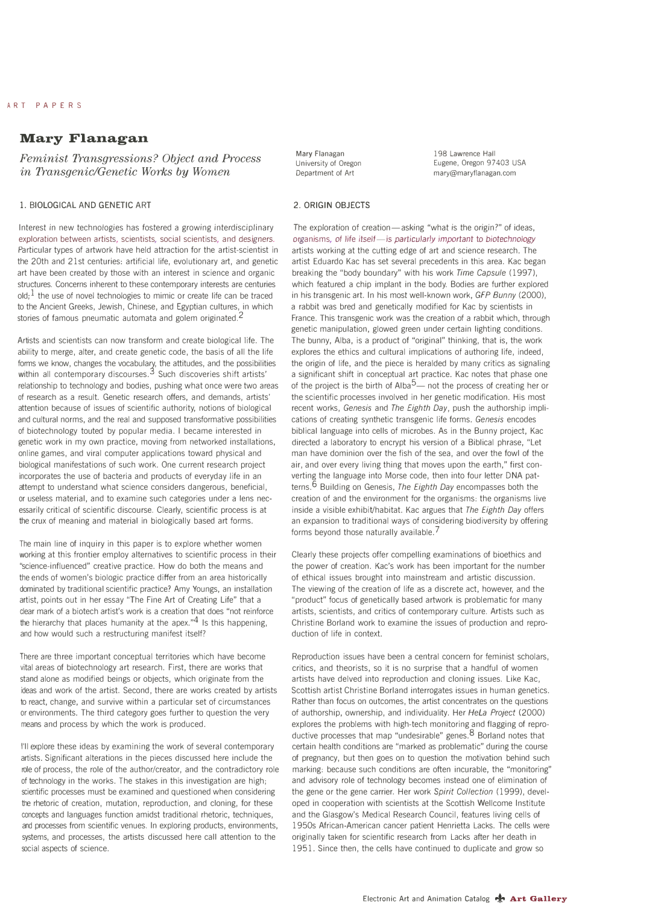ART PAPERS

# Mary Flanagan

## *Feminist Transgressions? Object and Process in Transgenic/Genetic Works by Women*

Mary Flanagan
University of Oregon
Department of Art

198 Lawrence Hall
Eugene, Oregon 97403 USA
mary@maryflanagan.com

### 1. BIOLOGICAL AND GENETIC ART

Interest in new technologies has fostered a growing interdisciplinary exploration between artists, scientists, social scientists, and designers. Particular types of artwork have held attraction for the artist-scientist in the 20th and 21st centuries: artificial life, evolutionary art, and genetic art have been created by those with an interest in science and organic structures. Concerns inherent to these contemporary interests are centuries old;[1] the use of novel technologies to mimic or create life can be traced to the Ancient Greeks, Jewish, Chinese, and Egyptian cultures, in which stories of famous pneumatic automata and golem originated.[2]

Artists and scientists can now transform and create biological life. The ability to merge, alter, and create genetic code, the basis of all the life forms we know, changes the vocabulary, the attitudes, and the possibilities within all contemporary discourses.[3] Such discoveries shift artists' relationship to technology and bodies, pushing what once were two areas of research as a result. Genetic research offers, and demands, artists' attention because of issues of scientific authority, notions of biological and cultural norms, and the real and supposed transformative possibilities of biotechnology touted by popular media. I became interested in genetic work in my own practice, moving from networked installations, online games, and viral computer applications toward physical and biological manifestations of such work. One current research project incorporates the use of bacteria and products of everyday life in an attempt to understand what science considers dangerous, beneficial, or useless material, and to examine such categories under a lens necessarily critical of scientific discourse. Clearly, scientific process is at the crux of meaning and material in biologically based art forms.

The main line of inquiry in this paper is to explore whether women working at this frontier employ alternatives to scientific process in their "science-influenced" creative practice. How do both the means and the ends of women's biologic practice differ from an area historically dominated by traditional scientific practice? Amy Youngs, an installation artist, points out in her essay "The Fine Art of Creating Life" that a clear mark of a biotech artist's work is a creation that does "not reinforce the hierarchy that places humanity at the apex."[4] Is this happening, and how would such a restructuring manifest itself?

There are three important conceptual territories which have become vital areas of biotechnology art research. First, there are works that stand alone as modified beings or objects, which originate from the ideas and work of the artist. Second, there are works created by artists to react, change, and survive within a particular set of circumstances or environments. The third category goes further to question the very means and process by which the work is produced.

I'll explore these ideas by examining the work of several contemporary artists. Significant alterations in the pieces discussed here include the role of process, the role of the author/creator, and the contradictory role of technology in the works. The stakes in this investigation are high; scientific processes must be examined and questioned when considering the rhetoric of creation, mutation, reproduction, and cloning, for these concepts and languages function amidst traditional rhetoric, techniques, and processes from scientific venues. In exploring products, environments, systems, and processes, the artists discussed here call attention to the social aspects of science.

### 2. ORIGIN OBJECTS

The exploration of creation—asking "what is the origin?" of ideas, organisms, of life itself—is particularly important to biotechnology artists working at the cutting edge of art and science research. The artist Eduardo Kac has set several precedents in this area. Kac began breaking the "body boundary" with his work *Time Capsule* (1997), which featured a chip implant in the body. Bodies are further explored in his transgenic art. In his most well-known work, *GFP Bunny* (2000), a rabbit was bred and genetically modified for Kac by scientists in France. This transgenic work was the creation of a rabbit which, through genetic manipulation, glowed green under certain lighting conditions. The bunny, Alba, is a product of "original" thinking, that is, the work explores the ethics and cultural implications of authoring life, indeed, the origin of life, and the piece is heralded by many critics as signaling a significant shift in conceptual art practice. Kac notes that phase one of the project is the birth of Alba[5]— not the process of creating her or the scientific processes involved in her genetic modification. His most recent works, *Genesis* and *The Eighth Day*, push the authorship implications of creating synthetic transgenic life forms. *Genesis* encodes biblical language into cells of microbes. As in the Bunny project, Kac directed a laboratory to encrypt his version of a Biblical phrase, "Let man have dominion over the fish of the sea, and over the fowl of the air, and over every living thing that moves upon the earth," first converting the language into Morse code, then into four letter DNA patterns.[6] Building on Genesis, *The Eighth Day* encompasses both the creation of and the environment for the organisms: the organisms live inside a visible exhibit/habitat. Kac argues that *The Eighth Day* offers an expansion to traditional ways of considering biodiversity by offering forms beyond those naturally available.[7]

Clearly these projects offer compelling examinations of bioethics and the power of creation. Kac's work has been important for the number of ethical issues brought into mainstream and artistic discussion. The viewing of the creation of life as a discrete act, however, and the "product" focus of genetically based artwork is problematic for many artists, scientists, and critics of contemporary culture. Artists such as Christine Borland work to examine the issues of production and reproduction of life in context.

Reproduction issues have been a central concern for feminist scholars, critics, and theorists, so it is no surprise that a handful of women artists have delved into reproduction and cloning issues. Like Kac, Scottish artist Christine Borland interrogates issues in human genetics. Rather than focus on outcomes, the artist concentrates on the questions of authorship, ownership, and individuality. Her *HeLa Project* (2000) explores the problems with high-tech monitoring and flagging of reproductive processes that map "undesirable" genes.[8] Borland notes that certain health conditions are "marked as problematic" during the course of pregnancy, but then goes on to question the motivation behind such marking: because such conditions are often incurable, the "monitoring" and advisory role of technology becomes instead one of elimination of the gene or the gene carrier. Her work *Spirit Collection* (1999), developed in cooperation with scientists at the Scottish Wellcome Institute and the Glasgow's Medical Research Council, features living cells of 1950s African-American cancer patient Henrietta Lacks. The cells were originally taken for scientific research from Lacks after her death in 1951. Since then, the cells have continued to duplicate and grow so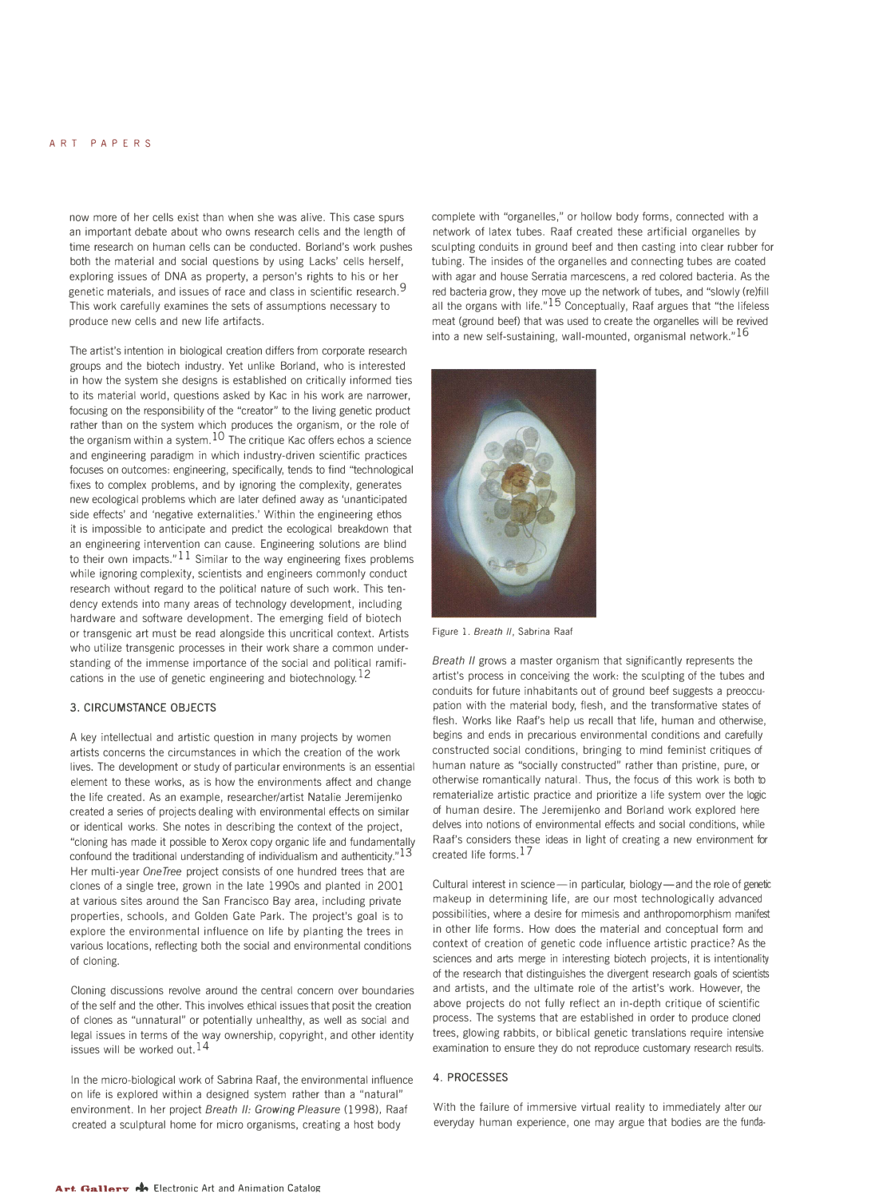now more of her cells exist than when she was alive. This case spurs an important debate about who owns research cells and the length of time research on human cells can be conducted. Borland's work pushes both the material and social questions by using Lacks' cells herself, exploring issues of DNA as property, a person's rights to his or her genetic materials, and issues of race and class in scientific research.[9] This work carefully examines the sets of assumptions necessary to produce new cells and new life artifacts.

The artist's intention in biological creation differs from corporate research groups and the biotech industry. Yet unlike Borland, who is interested in how the system she designs is established on critically informed ties to its material world, questions asked by Kac in his work are narrower, focusing on the responsibility of the "creator" to the living genetic product rather than on the system which produces the organism, or the role of the organism within a system.[10] The critique Kac offers echos a science and engineering paradigm in which industry-driven scientific practices focuses on outcomes: engineering, specifically, tends to find "technological fixes to complex problems, and by ignoring the complexity, generates new ecological problems which are later defined away as 'unanticipated side effects' and 'negative externalities.' Within the engineering ethos it is impossible to anticipate and predict the ecological breakdown that an engineering intervention can cause. Engineering solutions are blind to their own impacts."[11] Similar to the way engineering fixes problems while ignoring complexity, scientists and engineers commonly conduct research without regard to the political nature of such work. This tendency extends into many areas of technology development, including hardware and software development. The emerging field of biotech or transgenic art must be read alongside this uncritical context. Artists who utilize transgenic processes in their work share a common understanding of the immense importance of the social and political ramifications in the use of genetic engineering and biotechnology.[12]

### 3. CIRCUMSTANCE OBJECTS

A key intellectual and artistic question in many projects by women artists concerns the circumstances in which the creation of the work lives. The development or study of particular environments is an essential element to these works, as is how the environments affect and change the life created. As an example, researcher/artist Natalie Jeremijenko created a series of projects dealing with environmental effects on similar or identical works. She notes in describing the context of the project, "cloning has made it possible to Xerox copy organic life and fundamentally confound the traditional understanding of individualism and authenticity."[13] Her multi-year *OneTree* project consists of one hundred trees that are clones of a single tree, grown in the late 1990s and planted in 2001 at various sites around the San Francisco Bay area, including private properties, schools, and Golden Gate Park. The project's goal is to explore the environmental influence on life by planting the trees in various locations, reflecting both the social and environmental conditions of cloning.

Cloning discussions revolve around the central concern over boundaries of the self and the other. This involves ethical issues that posit the creation of clones as "unnatural" or potentially unhealthy, as well as social and legal issues in terms of the way ownership, copyright, and other identity issues will be worked out.[14]

In the micro-biological work of Sabrina Raaf, the environmental influence on life is explored within a designed system rather than a "natural" environment. In her project *Breath II: Growing Pleasure* (1998), Raaf created a sculptural home for micro organisms, creating a host body complete with "organelles," or hollow body forms, connected with a network of latex tubes. Raaf created these artificial organelles by sculpting conduits in ground beef and then casting into clear rubber for tubing. The insides of the organelles and connecting tubes are coated with agar and house Serratia marcescens, a red colored bacteria. As the red bacteria grow, they move up the network of tubes, and "slowly (re)fill all the organs with life."[15] Conceptually, Raaf argues that "the lifeless meat (ground beef) that was used to create the organelles will be revived into a new self-sustaining, wall-mounted, organismal network."[16]

Figure 1. *Breath II*, Sabrina Raaf

*Breath II* grows a master organism that significantly represents the artist's process in conceiving the work: the sculpting of the tubes and conduits for future inhabitants out of ground beef suggests a preoccupation with the material body, flesh, and the transformative states of flesh. Works like Raaf's help us recall that life, human and otherwise, begins and ends in precarious environmental conditions and carefully constructed social conditions, bringing to mind feminist critiques of human nature as "socially constructed" rather than pristine, pure, or otherwise romantically natural. Thus, the focus of this work is both to rematerialize artistic practice and prioritize a life system over the logic of human desire. The Jeremijenko and Borland work explored here delves into notions of environmental effects and social conditions, while Raaf's considers these ideas in light of creating a new environment for created life forms.[17]

Cultural interest in science — in particular, biology — and the role of genetic makeup in determining life, are our most technologically advanced possibilities, where a desire for mimesis and anthropomorphism manifest in other life forms. How does the material and conceptual form and context of creation of genetic code influence artistic practice? As the sciences and arts merge in interesting biotech projects, it is intentionality of the research that distinguishes the divergent research goals of scientists and artists, and the ultimate role of the artist's work. However, the above projects do not fully reflect an in-depth critique of scientific process. The systems that are established in order to produce cloned trees, glowing rabbits, or biblical genetic translations require intensive examination to ensure they do not reproduce customary research results.

### 4. PROCESSES

With the failure of immersive virtual reality to immediately alter our everyday human experience, one may argue that bodies are the funda-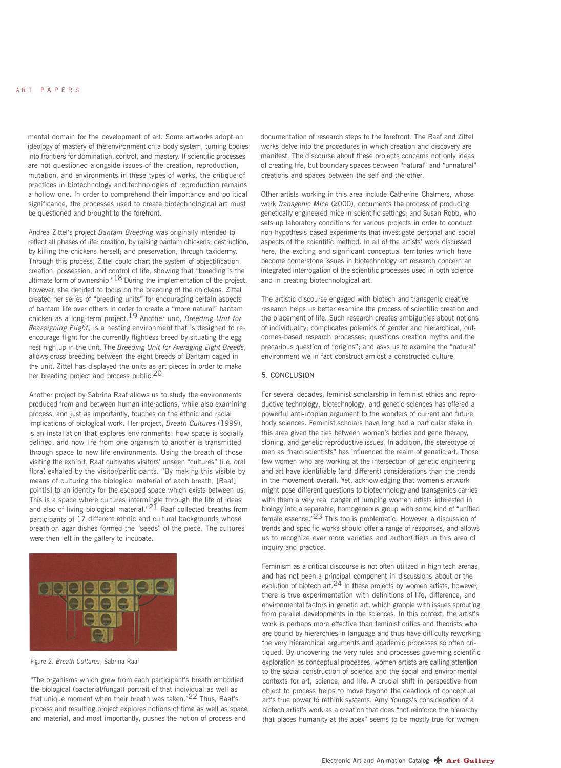mental domain for the development of art. Some artworks adopt an ideology of mastery of the environment on a body system, turning bodies into frontiers for domination, control, and mastery. If scientific processes are not questioned alongside issues of the creation, reproduction, mutation, and environments in these types of works, the critique of practices in biotechnology and technologies of reproduction remains a hollow one. In order to comprehend their importance and political significance, the processes used to create biotechnological art must be questioned and brought to the forefront.

Andrea Zittel's project *Bantam Breeding* was originally intended to reflect all phases of life: creation, by raising bantam chickens; destruction, by killing the chickens herself; and preservation, through taxidermy. Through this process, Zittel could chart the system of objectification, creation, possession, and control of life, showing that "breeding is the ultimate form of ownership."[18] During the implementation of the project, however, she decided to focus on the breeding of the chickens. Zittel created her series of "breeding units" for encouraging certain aspects of bantam life over others in order to create a "more natural" bantam chicken as a long-term project.[19] Another unit, *Breeding Unit for Reassigning Flight*, is a nesting environment that is designed to re-encourage flight for the currently flightless breed by situating the egg nest high up in the unit. The *Breeding Unit for Averaging Eight Breeds*, allows cross breeding between the eight breeds of Bantam caged in the unit. Zittel has displayed the units as art pieces in order to make her breeding project and process public.[20]

Another project by Sabrina Raaf allows us to study the environments produced from and between human interactions, while also examining process, and just as importantly, touches on the ethnic and racial implications of biological work. Her project, *Breath Cultures* (1999), is an installation that explores environments: how space is socially defined, and how life from one organism to another is transmitted through space to new life environments. Using the breath of those visiting the exhibit, Raaf cultivates visitors' unseen "cultures" (i.e. oral flora) exhaled by the visitor/participants. "By making this visible by means of culturing the biological material of each breath, [Raaf] point[s] to an identity for the escaped space which exists between us. This is a space where cultures intermingle through the life of ideas and also of living biological material."[21] Raaf collected breaths from participants of 17 different ethnic and cultural backgrounds whose breath on agar dishes formed the "seeds" of the piece. The cultures were then left in the gallery to incubate.

Figure 2. *Breath Cultures*, Sabrina Raaf

"The organisms which grew from each participant's breath embodied the biological (bacterial/fungal) portrait of that individual as well as that unique moment when their breath was taken."[22] Thus, Raaf's process and resulting project explores notions of time as well as space and material, and most importantly, pushes the notion of process and documentation of research steps to the forefront. The Raaf and Zittel works delve into the procedures in which creation and discovery are manifest. The discourse about these projects concerns not only ideas of creating life, but boundary spaces between "natural" and "unnatural" creations and spaces between the self and the other.

Other artists working in this area include Catherine Chalmers, whose work *Transgenic Mice* (2000), documents the process of producing genetically engineered mice in scientific settings; and Susan Robb, who sets up laboratory conditions for various projects in order to conduct non-hypothesis based experiments that investigate personal and social aspects of the scientific method. In all of the artists' work discussed here, the exciting and significant conceptual territories which have become cornerstone issues in biotechnology art research concern an integrated interrogation of the scientific processes used in both science and in creating biotechnological art.

The artistic discourse engaged with biotech and transgenic creative research helps us better examine the process of scientific creation and the placement of life. Such research creates ambiguities about notions of individuality; complicates polemics of gender and hierarchical, outcomes-based research processes; questions creation myths and the precarious question of "origins"; and asks us to examine the "natural" environment we in fact construct amidst a constructed culture.

## 5. CONCLUSION

For several decades, feminist scholarship in feminist ethics and reproductive technology, biotechnology, and genetic sciences has offered a powerful anti-utopian argument to the wonders of current and future body sciences. Feminist scholars have long had a particular stake in this area given the ties between women's bodies and gene therapy, cloning, and genetic reproductive issues. In addition, the stereotype of men as "hard scientists" has influenced the realm of genetic art. Those few women who are working at the intersection of genetic engineering and art have identifiable (and different) considerations than the trends in the movement overall. Yet, acknowledging that women's artwork might pose different questions to biotechnology and transgenics carries with them a very real danger of lumping women artists interested in biology into a separable, homogeneous group with some kind of "unified female essence."[23] This too is problematic. However, a discussion of trends and specific works should offer a range of responses, and allows us to recognize ever more varieties and author(itie)s in this area of inquiry and practice.

Feminism as a critical discourse is not often utilized in high tech arenas, and has not been a principal component in discussions about or the evolution of biotech art.[24] In these projects by women artists, however, there is true experimentation with definitions of life, difference, and environmental factors in genetic art, which grapple with issues sprouting from parallel developments in the sciences. In this context, the artist's work is perhaps more effective than feminist critics and theorists who are bound by hierarchies in language and thus have difficulty reworking the very hierarchical arguments and academic processes so often critiqued. By uncovering the very rules and processes governing scientific exploration as conceptual processes, women artists are calling attention to the social construction of science and the social and environmental contexts for art, science, and life. A crucial shift in perspective from object to process helps to move beyond the deadlock of conceptual art's true power to rethink systems. Amy Youngs's consideration of a biotech artist's work as a creation that does "not reinforce the hierarchy that places humanity at the apex" seems to be mostly true for women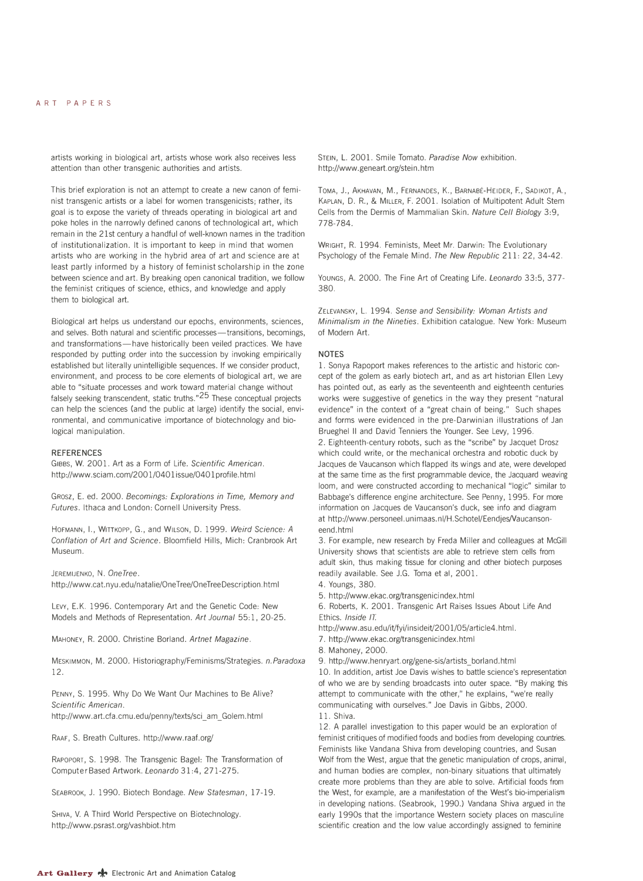artists working in biological art, artists whose work also receives less attention than other transgenic authorities and artists.

This brief exploration is not an attempt to create a new canon of feminist transgenic artists or a label for women transgenicists; rather, its goal is to expose the variety of threads operating in biological art and poke holes in the narrowly defined canons of technological art, which remain in the 21st century a handful of well-known names in the tradition of institutionalization. It is important to keep in mind that women artists who are working in the hybrid area of art and science are at least partly informed by a history of feminist scholarship in the zone between science and art. By breaking open canonical tradition, we follow the feminist critiques of science, ethics, and knowledge and apply them to biological art.

Biological art helps us understand our epochs, environments, sciences, and selves. Both natural and scientific processes—transitions, becomings, and transformations—have historically been veiled practices. We have responded by putting order into the succession by invoking empirically established but literally unintelligible sequences. If we consider product, environment, and process to be core elements of biological art, we are able to "situate processes and work toward material change without falsely seeking transcendent, static truths."[25] These conceptual projects can help the sciences (and the public at large) identify the social, environmental, and communicative importance of biotechnology and biological manipulation.

## REFERENCES

Gibbs, W. 2001. Art as a Form of Life. *Scientific American*. http://www.sciam.com/2001/0401issue/0401profile.html

Grosz, E. ed. 2000. *Becomings: Explorations in Time, Memory and Futures*. Ithaca and London: Cornell University Press.

Hofmann, I., Wittkopp, G., and Wilson, D. 1999. *Weird Science: A Conflation of Art and Science*. Bloomfield Hills, Mich: Cranbrook Art Museum.

Jeremijenko, N. *OneTree*. http://www.cat.nyu.edu/natalie/OneTree/OneTreeDescription.html

Levy, E.K. 1996. Contemporary Art and the Genetic Code: New Models and Methods of Representation. *Art Journal* 55:1, 20-25.

Mahoney, R. 2000. Christine Borland. *Artnet Magazine*.

Meskimmon, M. 2000. Historiography/Feminisms/Strategies. *n.Paradoxa* 12.

Penny, S. 1995. Why Do We Want Our Machines to Be Alive? *Scientific American*. http://www.art.cfa.cmu.edu/penny/texts/sci_am_Golem.html

Raaf, S. Breath Cultures. http://www.raaf.org/

Rapoport, S. 1998. The Transgenic Bagel: The Transformation of Computer Based Artwork. *Leonardo* 31:4, 271-275.

Seabrook, J. 1990. Biotech Bondage. *New Statesman*, 17-19.

Shiva, V. A Third World Perspective on Biotechnology. http://www.psrast.org/vashbiot.htm

Stein, L. 2001. Smile Tomato. *Paradise Now* exhibition. http://www.geneart.org/stein.htm

Toma, J., Akhavan, M., Fernandes, K., Barnabé-Heider, F., Sadikot, A., Kaplan, D. R., & Miller, F. 2001. Isolation of Multipotent Adult Stem Cells from the Dermis of Mammalian Skin. *Nature Cell Biology* 3:9, 778-784.

Wright, R. 1994. Feminists, Meet Mr. Darwin: The Evolutionary Psychology of the Female Mind. *The New Republic* 211: 22, 34-42.

Youngs, A. 2000. The Fine Art of Creating Life. *Leonardo* 33:5, 377-380.

Zelevansky, L. 1994. *Sense and Sensibility: Woman Artists and Minimalism in the Nineties*. Exhibition catalogue. New York: Museum of Modern Art.

## NOTES

1. Sonya Rapoport makes references to the artistic and historic concept of the golem as early biotech art, and as art historian Ellen Levy has pointed out, as early as the seventeenth and eighteenth centuries works were suggestive of genetics in the way they present "natural evidence" in the context of a "great chain of being." Such shapes and forms were evidenced in the pre-Darwinian illustrations of Jan Brueghel II and David Tenniers the Younger. See Levy, 1996.
2. Eighteenth-century robots, such as the "scribe" by Jacquet Drosz which could write, or the mechanical orchestra and robotic duck by Jacques de Vaucanson which flapped its wings and ate, were developed at the same time as the first programmable device, the Jacquard weaving loom, and were constructed according to mechanical "logic" similar to Babbage's difference engine architecture. See Penny, 1995. For more information on Jacques de Vaucanson's duck, see info and diagram at http://www.personeel.unimaas.nl/H.Schotel/Eendjes/Vaucanson-eend.html
3. For example, new research by Freda Miller and colleagues at McGill University shows that scientists are able to retrieve stem cells from adult skin, thus making tissue for cloning and other biotech purposes readily available. See J.G. Toma et al, 2001.
4. Youngs, 380.
5. http://www.ekac.org/transgenicindex.html
6. Roberts, K. 2001. Transgenic Art Raises Issues About Life And Ethics. *Inside IT*. http://www.asu.edu/it/fyi/insideit/2001/05/article4.html.
7. http://www.ekac.org/transgenicindex.html
8. Mahoney, 2000.
9. http://www.henryart.org/gene-sis/artists_borland.html
10. In addition, artist Joe Davis wishes to battle science's representation of who we are by sending broadcasts into outer space. "By making this attempt to communicate with the other," he explains, "we're really communicating with ourselves." Joe Davis in Gibbs, 2000.
11. Shiva.
12. A parallel investigation to this paper would be an exploration of feminist critiques of modified foods and bodies from developing countries. Feminists like Vandana Shiva from developing countries, and Susan Wolf from the West, argue that the genetic manipulation of crops, animal, and human bodies are complex, non-binary situations that ultimately create more problems than they are able to solve. Artificial foods from the West, for example, are a manifestation of the West's bio-imperialism in developing nations. (Seabrook, 1990.) Vandana Shiva argued in the early 1990s that the importance Western society places on masculine scientific creation and the low value accordingly assigned to feminine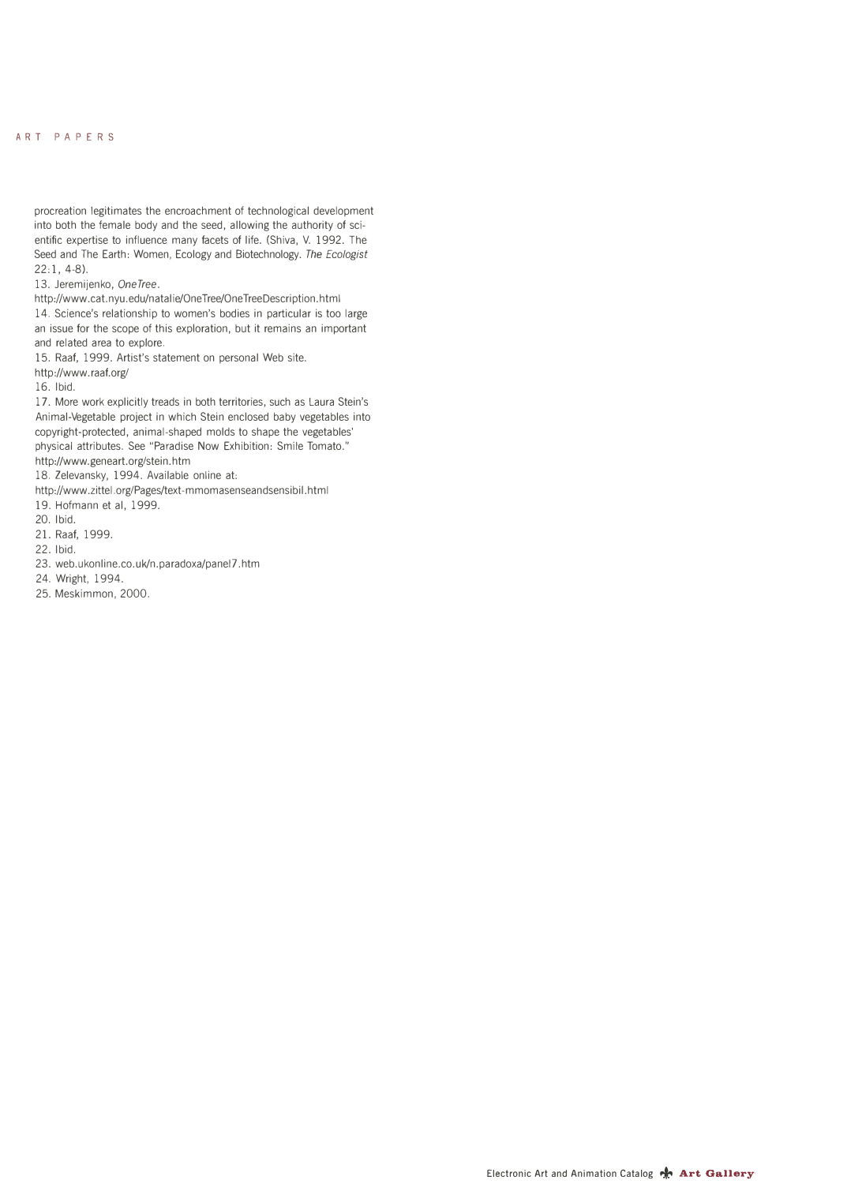procreation legitimates the encroachment of technological development into both the female body and the seed, allowing the authority of scientific expertise to influence many facets of life. (Shiva, V. 1992. The Seed and The Earth: Women, Ecology and Biotechnology. *The Ecologist* 22:1, 4-8).

13. Jeremijenko, *OneTree*.
http://www.cat.nyu.edu/natalie/OneTree/OneTreeDescription.html

14. Science's relationship to women's bodies in particular is too large an issue for the scope of this exploration, but it remains an important and related area to explore.

15. Raaf, 1999. Artist's statement on personal Web site.
http://www.raaf.org/

16. Ibid.

17. More work explicitly treads in both territories, such as Laura Stein's Animal-Vegetable project in which Stein enclosed baby vegetables into copyright-protected, animal-shaped molds to shape the vegetables' physical attributes. See "Paradise Now Exhibition: Smile Tomato."
http://www.geneart.org/stein.htm

18. Zelevansky, 1994. Available online at:
http://www.zittel.org/Pages/text-mmomasenseandsensibil.html

19. Hofmann et al, 1999.

20. Ibid.

21. Raaf, 1999.

22. Ibid.

23. web.ukonline.co.uk/n.paradoxa/panel7.htm

24. Wright, 1994.

25. Meskimmon, 2000.